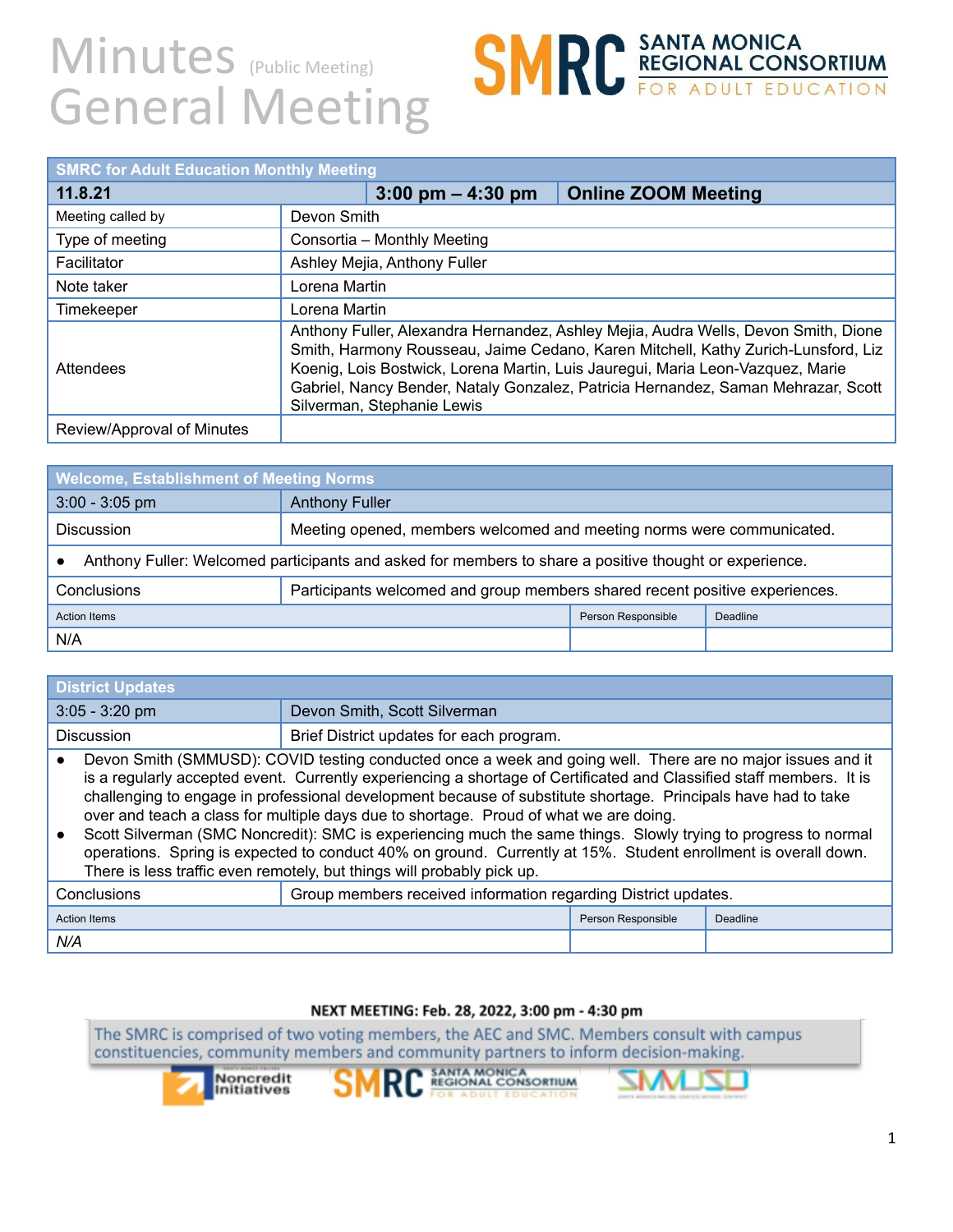# Minutes (Public Meeting)
# General Meeting

SANTA MONICA REGIONAL CONSORTIUM FOR ADULT EDUCATION

| SMRC for Adult Education Monthly Meeting | | |
|---|---|---|
| **11.8.21** | **3:00 pm – 4:30 pm** | **Online ZOOM Meeting** |
| Meeting called by | Devon Smith | |
| Type of meeting | Consortia – Monthly Meeting | |
| Facilitator | Ashley Mejia, Anthony Fuller | |
| Note taker | Lorena Martin | |
| Timekeeper | Lorena Martin | |
| Attendees | Anthony Fuller, Alexandra Hernandez, Ashley Mejia, Audra Wells, Devon Smith, Dione Smith, Harmony Rousseau, Jaime Cedano, Karen Mitchell, Kathy Zurich-Lunsford, Liz Koenig, Lois Bostwick, Lorena Martin, Luis Jauregui, Maria Leon-Vazquez, Marie Gabriel, Nancy Bender, Nataly Gonzalez, Patricia Hernandez, Saman Mehrazar, Scott Silverman, Stephanie Lewis | |
| Review/Approval of Minutes | | |

| Welcome, Establishment of Meeting Norms | |
|---|---|
| 3:00 - 3:05 pm | Anthony Fuller |
| Discussion | Meeting opened, members welcomed and meeting norms were communicated. |

- Anthony Fuller: Welcomed participants and asked for members to share a positive thought or experience.

| Conclusions | Participants welcomed and group members shared recent positive experiences. | |
|---|---|---|
| Action Items | Person Responsible | Deadline |
| N/A | | |

| District Updates | |
|---|---|
| 3:05 - 3:20 pm | Devon Smith, Scott Silverman |
| Discussion | Brief District updates for each program. |

- Devon Smith (SMMUSD): COVID testing conducted once a week and going well. There are no major issues and it is a regularly accepted event. Currently experiencing a shortage of Certificated and Classified staff members. It is challenging to engage in professional development because of substitute shortage. Principals have had to take over and teach a class for multiple days due to shortage. Proud of what we are doing.
- Scott Silverman (SMC Noncredit): SMC is experiencing much the same things. Slowly trying to progress to normal operations. Spring is expected to conduct 40% on ground. Currently at 15%. Student enrollment is overall down. There is less traffic even remotely, but things will probably pick up.

| Conclusions | Group members received information regarding District updates. | |
|---|---|---|
| Action Items | Person Responsible | Deadline |
| *N/A* | | |

**NEXT MEETING: Feb. 28, 2022, 3:00 pm - 4:30 pm**

The SMRC is comprised of two voting members, the AEC and SMC. Members consult with campus constituencies, community members and community partners to inform decision-making.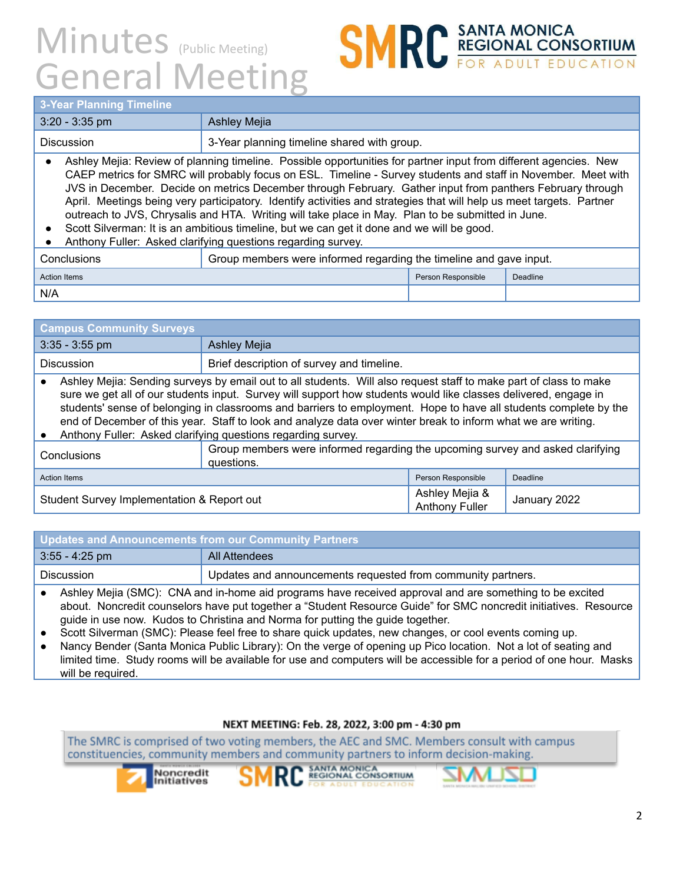# Minutes (Public Meeting)
# General Meeting

| 3-Year Planning Timeline | | | |
|---|---|---|---|
| 3:20 - 3:35 pm | Ashley Mejia | | |
| Discussion | 3-Year planning timeline shared with group. | | |

- Ashley Mejia: Review of planning timeline. Possible opportunities for partner input from different agencies. New CAEP metrics for SMRC will probably focus on ESL. Timeline - Survey students and staff in November. Meet with JVS in December. Decide on metrics December through February. Gather input from panthers February through April. Meetings being very participatory. Identify activities and strategies that will help us meet targets. Partner outreach to JVS, Chrysalis and HTA. Writing will take place in May. Plan to be submitted in June.
- Scott Silverman: It is an ambitious timeline, but we can get it done and we will be good.
- Anthony Fuller: Asked clarifying questions regarding survey.

| Conclusions | Group members were informed regarding the timeline and gave input. | | |
|---|---|---|---|
| Action Items | | Person Responsible | Deadline |
| N/A | | | |

| Campus Community Surveys | | | |
|---|---|---|---|
| 3:35 - 3:55 pm | Ashley Mejia | | |
| Discussion | Brief description of survey and timeline. | | |

- Ashley Mejia: Sending surveys by email out to all students. Will also request staff to make part of class to make sure we get all of our students input. Survey will support how students would like classes delivered, engage in students' sense of belonging in classrooms and barriers to employment. Hope to have all students complete by the end of December of this year. Staff to look and analyze data over winter break to inform what we are writing.
- Anthony Fuller: Asked clarifying questions regarding survey.

| Conclusions | Group members were informed regarding the upcoming survey and asked clarifying questions. | | |
|---|---|---|---|
| Action Items | | Person Responsible | Deadline |
| Student Survey Implementation & Report out | | Ashley Mejia & Anthony Fuller | January 2022 |

| Updates and Announcements from our Community Partners | |
|---|---|
| 3:55 - 4:25 pm | All Attendees |
| Discussion | Updates and announcements requested from community partners. |

- Ashley Mejia (SMC): CNA and in-home aid programs have received approval and are something to be excited about. Noncredit counselors have put together a "Student Resource Guide" for SMC noncredit initiatives. Resource guide in use now. Kudos to Christina and Norma for putting the guide together.
- Scott Silverman (SMC): Please feel free to share quick updates, new changes, or cool events coming up.
- Nancy Bender (Santa Monica Public Library): On the verge of opening up Pico location. Not a lot of seating and limited time. Study rooms will be available for use and computers will be accessible for a period of one hour. Masks will be required.

**NEXT MEETING: Feb. 28, 2022, 3:00 pm - 4:30 pm**

The SMRC is comprised of two voting members, the AEC and SMC. Members consult with campus constituencies, community members and community partners to inform decision-making.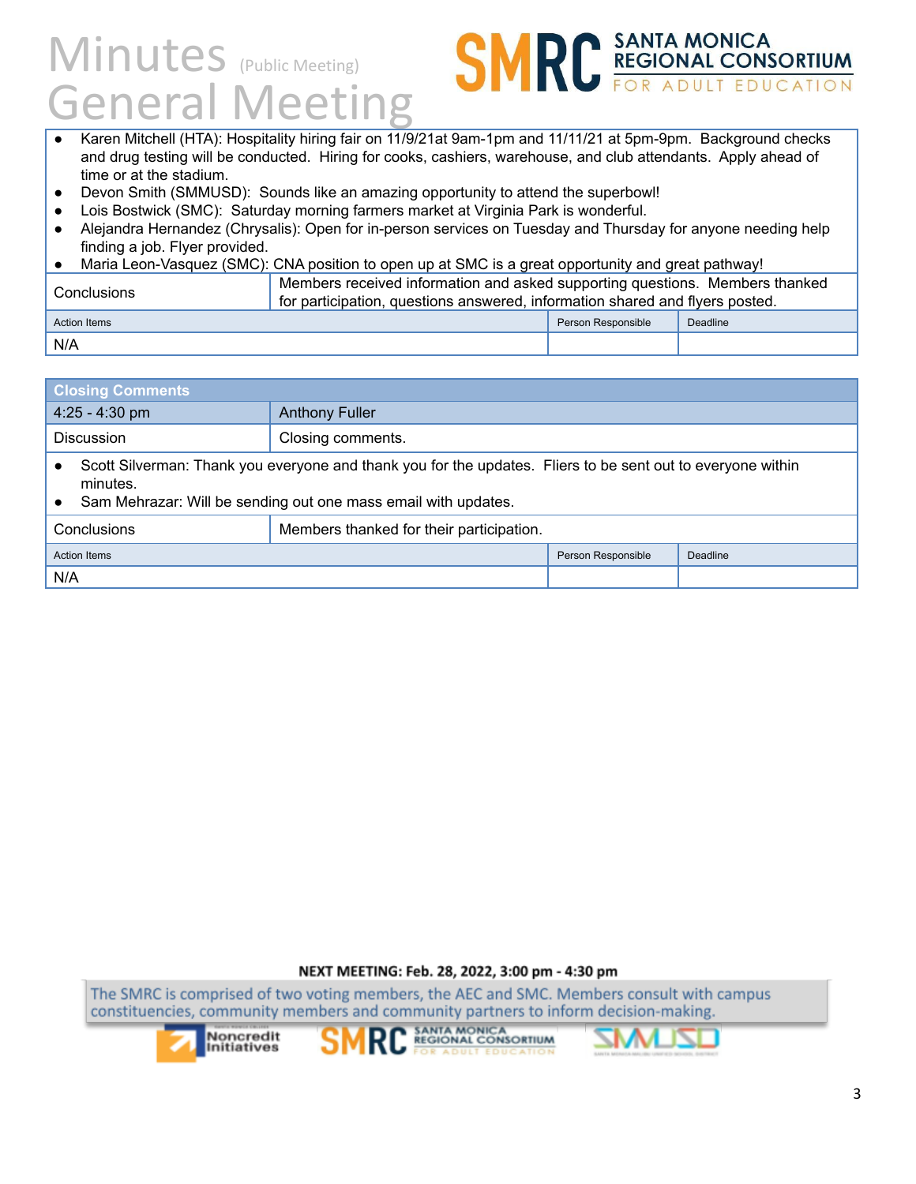- Karen Mitchell (HTA): Hospitality hiring fair on 11/9/21at 9am-1pm and 11/11/21 at 5pm-9pm. Background checks and drug testing will be conducted. Hiring for cooks, cashiers, warehouse, and club attendants. Apply ahead of time or at the stadium.
- Devon Smith (SMMUSD): Sounds like an amazing opportunity to attend the superbowl!
- Lois Bostwick (SMC): Saturday morning farmers market at Virginia Park is wonderful.
- Alejandra Hernandez (Chrysalis): Open for in-person services on Tuesday and Thursday for anyone needing help finding a job. Flyer provided.
- Maria Leon-Vasquez (SMC): CNA position to open up at SMC is a great opportunity and great pathway!

| | |
|---|---|
| Conclusions | Members received information and asked supporting questions. Members thanked for participation, questions answered, information shared and flyers posted. |

| Action Items | Person Responsible | Deadline |
|---|---|---|
| N/A | | |

## Closing Comments

| | |
|---|---|
| 4:25 - 4:30 pm | Anthony Fuller |
| Discussion | Closing comments. |

- Scott Silverman: Thank you everyone and thank you for the updates. Fliers to be sent out to everyone within minutes.
- Sam Mehrazar: Will be sending out one mass email with updates.

| | |
|---|---|
| Conclusions | Members thanked for their participation. |

| Action Items | Person Responsible | Deadline |
|---|---|---|
| N/A | | |

**NEXT MEETING: Feb. 28, 2022, 3:00 pm - 4:30 pm**

The SMRC is comprised of two voting members, the AEC and SMC. Members consult with campus constituencies, community members and community partners to inform decision-making.